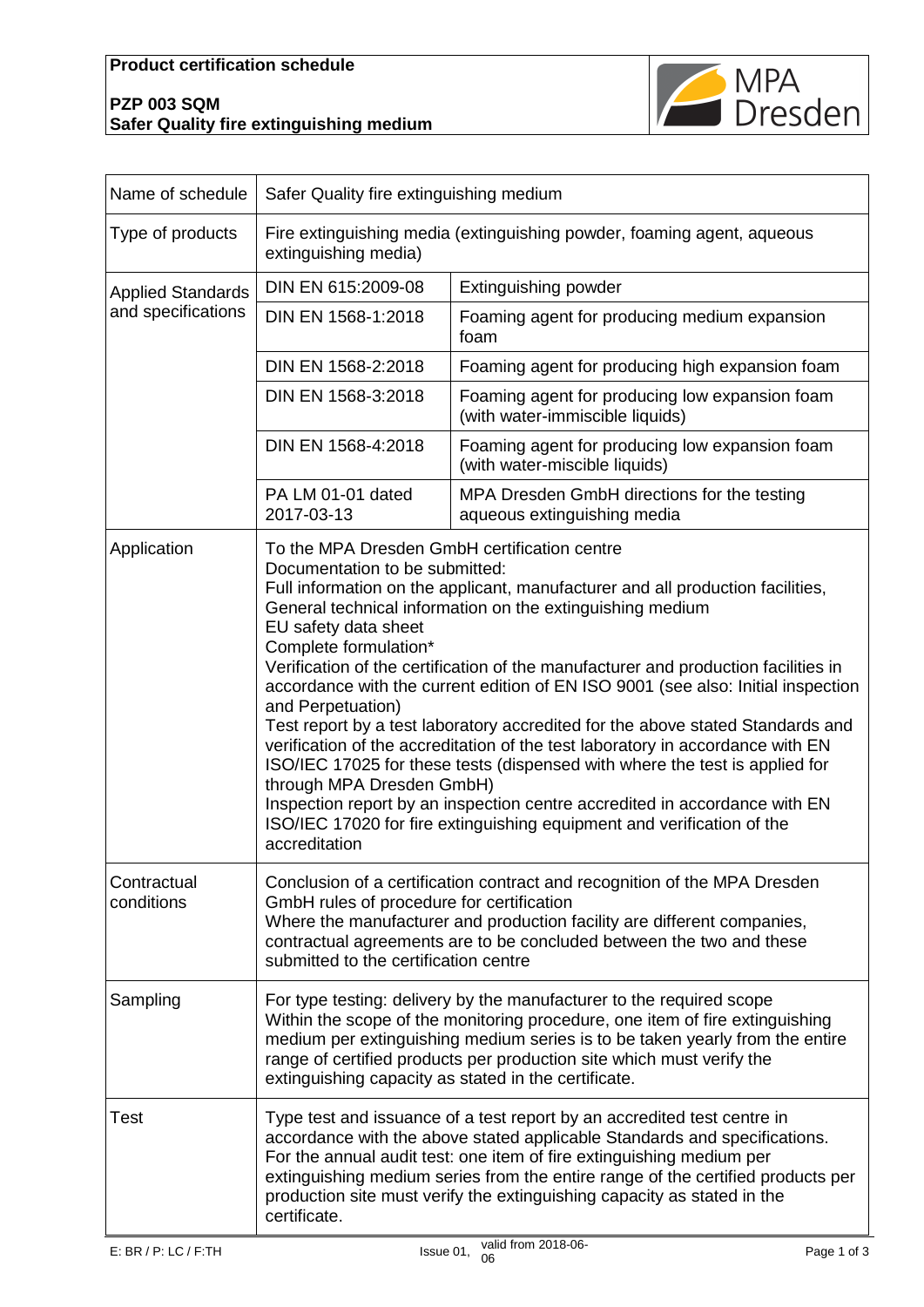**Product certification schedule**

**PZP 003 SQM**
**Safer Quality fire extinguishing medium**

| | | |
|---|---|---|
| Name of schedule | Safer Quality fire extinguishing medium | |
| Type of products | Fire extinguishing media (extinguishing powder, foaming agent, aqueous extinguishing media) | |
| Applied Standards and specifications | DIN EN 615:2009-08 | Extinguishing powder |
| | DIN EN 1568-1:2018 | Foaming agent for producing medium expansion foam |
| | DIN EN 1568-2:2018 | Foaming agent for producing high expansion foam |
| | DIN EN 1568-3:2018 | Foaming agent for producing low expansion foam (with water-immiscible liquids) |
| | DIN EN 1568-4:2018 | Foaming agent for producing low expansion foam (with water-miscible liquids) |
| | PA LM 01-01 dated 2017-03-13 | MPA Dresden GmbH directions for the testing aqueous extinguishing media |
| Application | To the MPA Dresden GmbH certification centre<br>Documentation to be submitted:<br>Full information on the applicant, manufacturer and all production facilities,<br>General technical information on the extinguishing medium<br>EU safety data sheet<br>Complete formulation*<br>Verification of the certification of the manufacturer and production facilities in accordance with the current edition of EN ISO 9001 (see also: Initial inspection and Perpetuation)<br>Test report by a test laboratory accredited for the above stated Standards and verification of the accreditation of the test laboratory in accordance with EN ISO/IEC 17025 for these tests (dispensed with where the test is applied for through MPA Dresden GmbH)<br>Inspection report by an inspection centre accredited in accordance with EN ISO/IEC 17020 for fire extinguishing equipment and verification of the accreditation | |
| Contractual conditions | Conclusion of a certification contract and recognition of the MPA Dresden GmbH rules of procedure for certification<br>Where the manufacturer and production facility are different companies, contractual agreements are to be concluded between the two and these submitted to the certification centre | |
| Sampling | For type testing: delivery by the manufacturer to the required scope<br>Within the scope of the monitoring procedure, one item of fire extinguishing medium per extinguishing medium series is to be taken yearly from the entire range of certified products per production site which must verify the extinguishing capacity as stated in the certificate. | |
| Test | Type test and issuance of a test report by an accredited test centre in accordance with the above stated applicable Standards and specifications.<br>For the annual audit test: one item of fire extinguishing medium per extinguishing medium series from the entire range of the certified products per production site must verify the extinguishing capacity as stated in the certificate. | |

E: BR / P: LC / F:TH Issue 01, valid from 2018-06-06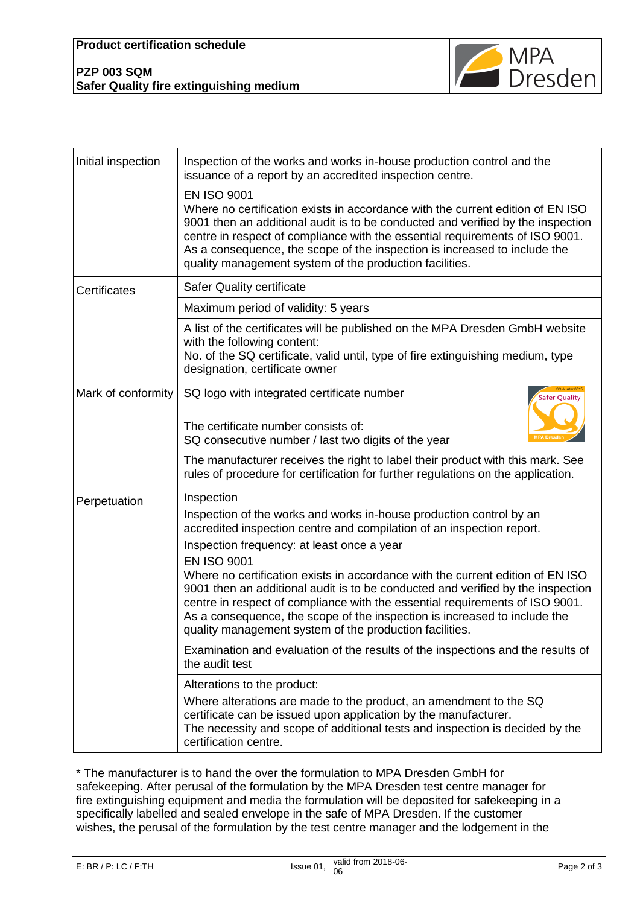| | |
|---|---|
| Initial inspection | Inspection of the works and works in-house production control and the issuance of a report by an accredited inspection centre.<br><br>EN ISO 9001<br>Where no certification exists in accordance with the current edition of EN ISO 9001 then an additional audit is to be conducted and verified by the inspection centre in respect of compliance with the essential requirements of ISO 9001. As a consequence, the scope of the inspection is increased to include the quality management system of the production facilities. |
| Certificates | Safer Quality certificate |
| | Maximum period of validity: 5 years |
| | A list of the certificates will be published on the MPA Dresden GmbH website with the following content:<br>No. of the SQ certificate, valid until, type of fire extinguishing medium, type designation, certificate owner |
| Mark of conformity | SQ logo with integrated certificate number<br><br>The certificate number consists of:<br>SQ consecutive number / last two digits of the year |
| | The manufacturer receives the right to label their product with this mark. See rules of procedure for certification for further regulations on the application. |
| Perpetuation | Inspection<br>Inspection of the works and works in-house production control by an accredited inspection centre and compilation of an inspection report.<br>Inspection frequency: at least once a year<br>EN ISO 9001<br>Where no certification exists in accordance with the current edition of EN ISO 9001 then an additional audit is to be conducted and verified by the inspection centre in respect of compliance with the essential requirements of ISO 9001. As a consequence, the scope of the inspection is increased to include the quality management system of the production facilities. |
| | Examination and evaluation of the results of the inspections and the results of the audit test |
| | Alterations to the product:<br>Where alterations are made to the product, an amendment to the SQ certificate can be issued upon application by the manufacturer.<br>The necessity and scope of additional tests and inspection is decided by the certification centre. |

\* The manufacturer is to hand the over the formulation to MPA Dresden GmbH for safekeeping. After perusal of the formulation by the MPA Dresden test centre manager for fire extinguishing equipment and media the formulation will be deposited for safekeeping in a specifically labelled and sealed envelope in the safe of MPA Dresden. If the customer wishes, the perusal of the formulation by the test centre manager and the lodgement in the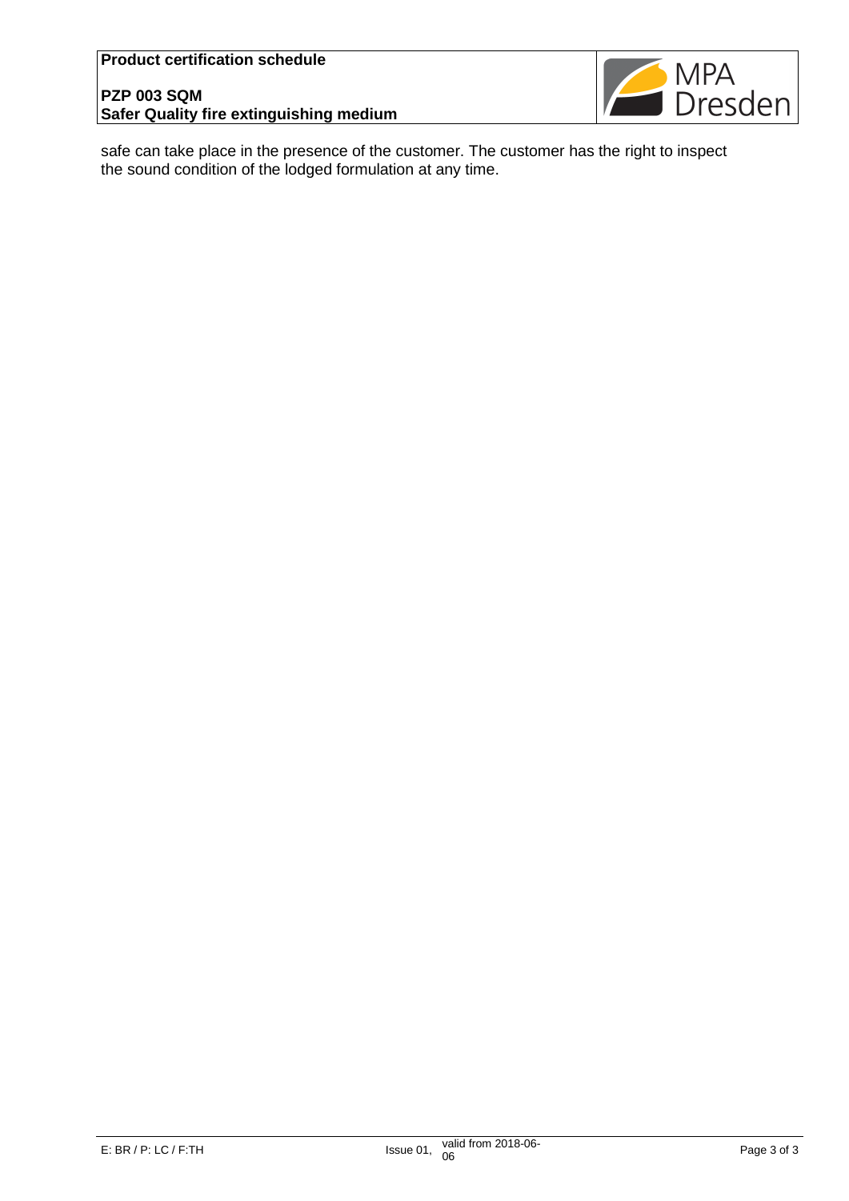safe can take place in the presence of the customer. The customer has the right to inspect the sound condition of the lodged formulation at any time.